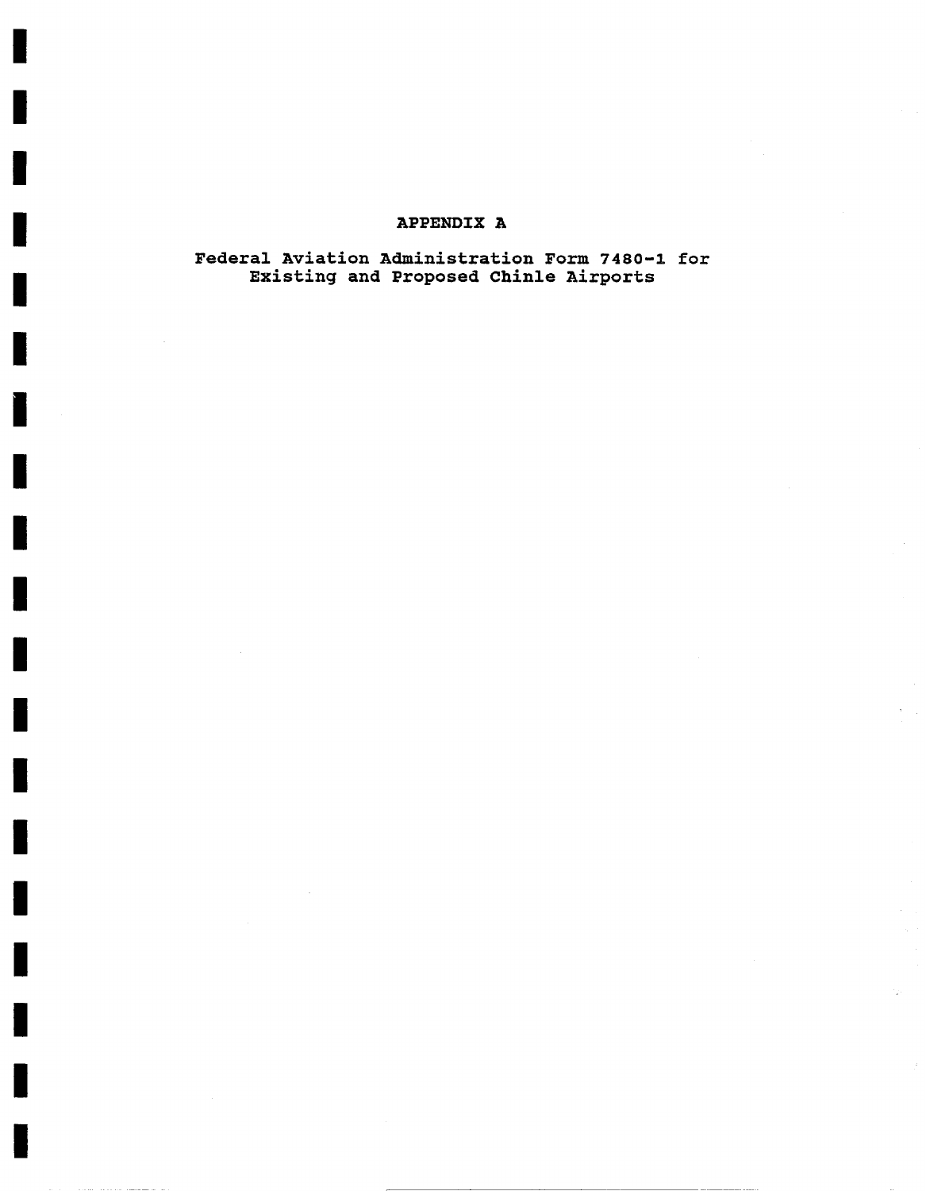# APPENDIX A

## Federal Aviation Administration Form 7480-1 for Existing and Proposed Chinle Airports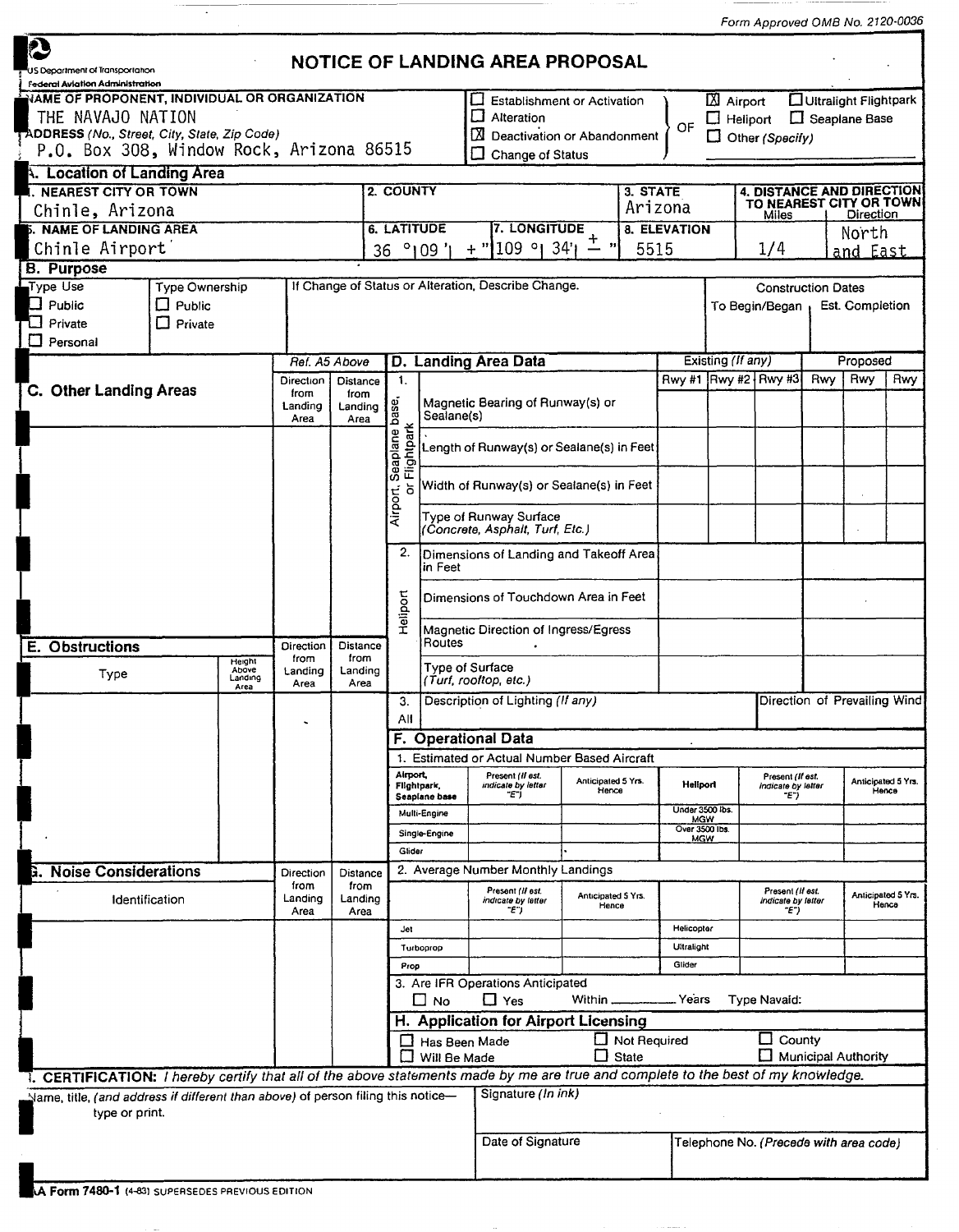Form Approved OMB No. 2120-0036

US Department of Transportation
Federal Aviation Administration

# NOTICE OF LANDING AREA PROPOSAL

**NAME OF PROPONENT, INDIVIDUAL OR ORGANIZATION**
THE NAVAJO NATION

**ADDRESS** *(No., Street, City, State, Zip Code)*
P.O. Box 308, Window Rock, Arizona 86515

- ☐ Establishment or Activation
- ☐ Alteration
- ☒ Deactivation or Abandonment
- ☐ Change of Status

OF

- ☒ Airport
- ☐ Ultralight Flightpark
- ☐ Heliport
- ☐ Seaplane Base
- ☐ Other *(Specify)*

## A. Location of Landing Area

| 1. NEAREST CITY OR TOWN | 2. COUNTY | 3. STATE | 4. DISTANCE AND DIRECTION TO NEAREST CITY OR TOWN — Miles | Direction |
|---|---|---|---|---|
| Chinle, Arizona | | Arizona | | |

| 5. NAME OF LANDING AREA | 6. LATITUDE | 7. LONGITUDE | 8. ELEVATION | Miles | Direction |
|---|---|---|---|---|---|
| Chinle Airport | 36 ° 09 ' + " | 109 ° 34' ± " | 5515 | 1/4 | North and East |

## B. Purpose

| Type Use | Type Ownership | If Change of Status or Alteration, Describe Change. | Construction Dates — To Begin/Began | Est. Completion |
|---|---|---|---|---|
| ☐ Public<br>☐ Private<br>☐ Personal | ☐ Public<br>☐ Private | | | |

## C. Other Landing Areas

| | Direction from Landing Area (Ref. A5 Above) | Distance from Landing Area |
|---|---|---|
| | | |

## D. Landing Area Data

| | | Existing (If any) Rwy #1 | Rwy #2 | Rwy #3 | Proposed Rwy | Rwy | Rwy |
|---|---|---|---|---|---|---|---|
| 1. Airport, Seaplane base, or Flightpark | Magnetic Bearing of Runway(s) or Sealane(s) | | | | | | |
| | Length of Runway(s) or Sealane(s) in Feet | | | | | | |
| | Width of Runway(s) or Sealane(s) in Feet | | | | | | |
| | Type of Runway Surface *(Concrete, Asphalt, Turf, Etc.)* | | | | | | |
| 2. Heliport | Dimensions of Landing and Takeoff Area in Feet | | | | | | |
| | Dimensions of Touchdown Area in Feet | | | | | | |
| | Magnetic Direction of Ingress/Egress Routes | | | | | | |
| | Type of Surface *(Turf, rooftop, etc.)* | | | | | | |
| 3. All | Description of Lighting *(If any)* | | | | Direction of Prevailing Wind | | |

## E. Obstructions

| Type | Height Above Landing Area | Direction from Landing Area | Distance from Landing Area |
|---|---|---|---|
| | | | |

## F. Operational Data

1. Estimated or Actual Number Based Aircraft

| Airport, Flightpark, Seaplane base | Present (If est. indicate by letter "E") | Anticipated 5 Yrs. Hence | Heliport | Present (If est. indicate by letter "E") | Anticipated 5 Yrs. Hence |
|---|---|---|---|---|---|
| Multi-Engine | | | Under 3500 lbs. MGW | | |
| Single-Engine | | | Over 3500 lbs. MGW | | |
| Glider | | | | | |

2. Average Number Monthly Landings

| | Present (If est. indicate by letter "E") | Anticipated 5 Yrs. Hence | | Present (If est. indicate by letter "E") | Anticipated 5 Yrs. Hence |
|---|---|---|---|---|---|
| Jet | | | Helicopter | | |
| Turboprop | | | Ultralight | | |
| Prop | | | Glider | | |

3. Are IFR Operations Anticipated
☐ No ☐ Yes Within ______ Years Type Navaid:

## G. Noise Considerations

| Identification | Direction from Landing Area | Distance from Landing Area |
|---|---|---|
| | | |

## H. Application for Airport Licensing

- ☐ Has Been Made
- ☐ Will Be Made
- ☐ Not Required
- ☐ State
- ☐ County
- ☐ Municipal Authority

**I. CERTIFICATION:** *I hereby certify that all of the above statements made by me are true and complete to the best of my knowledge.*

| Name, title, *(and address if different than above)* of person filing this notice—type or print. | Signature *(In ink)* | |
|---|---|---|
| | Date of Signature | Telephone No. *(Precede with area code)* |

FAA Form 7480-1 (4-83) SUPERSEDES PREVIOUS EDITION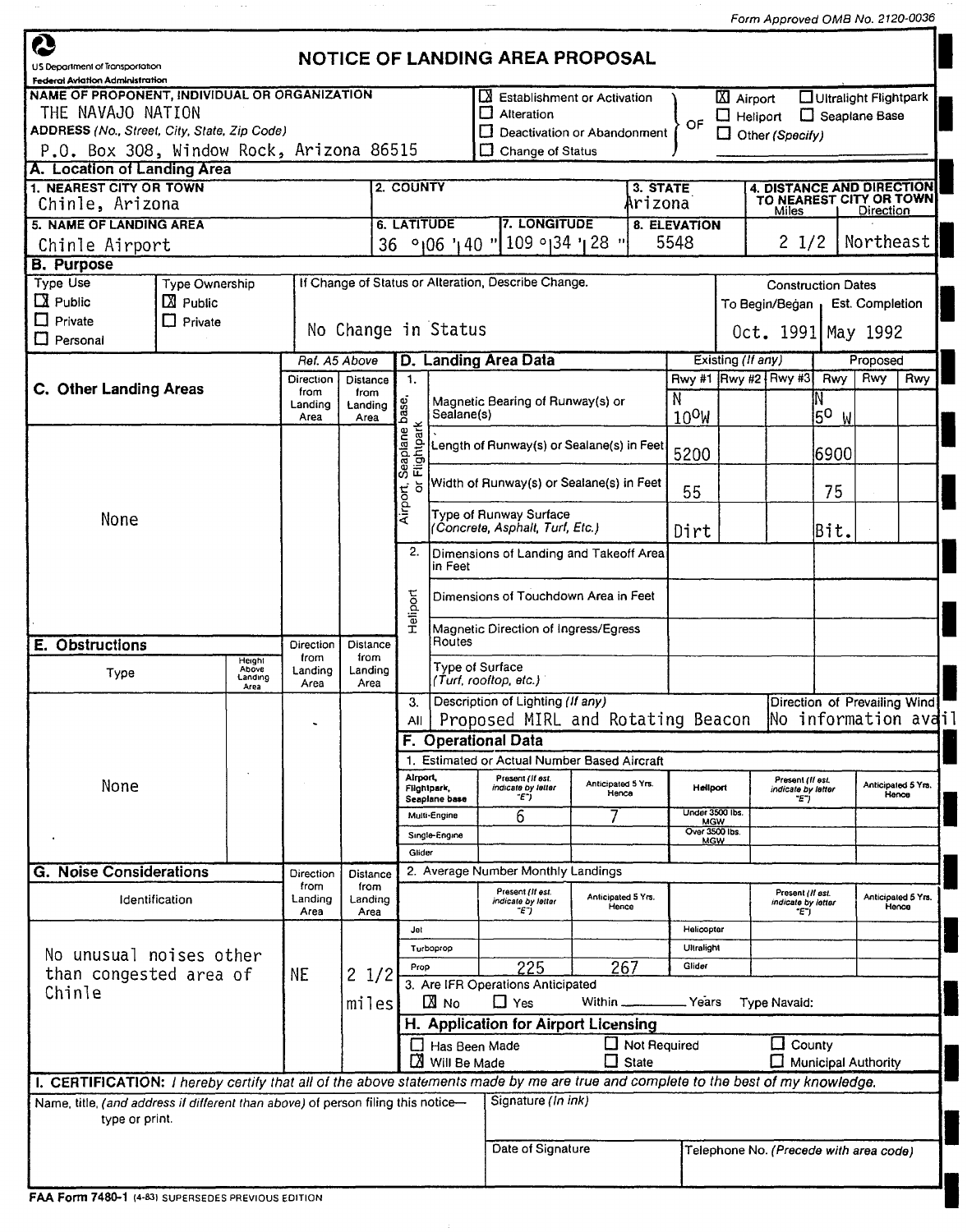Form Approved OMB No. 2120-0036

US Department of Transportation
Federal Aviation Administration

# NOTICE OF LANDING AREA PROPOSAL

**NAME OF PROPONENT, INDIVIDUAL OR ORGANIZATION**
THE NAVAJO NATION

**ADDRESS** *(No., Street, City, State, Zip Code)*
P.O. Box 308, Window Rock, Arizona 86515

- [x] Establishment or Activation
- [ ] Alteration
- [ ] Deactivation or Abandonment
- [ ] Change of Status

OF

- [x] Airport
- [ ] Ultralight Flightpark
- [ ] Heliport
- [ ] Seaplane Base
- [ ] Other *(Specify)*

## A. Location of Landing Area

| 1. NEAREST CITY OR TOWN | 2. COUNTY | 3. STATE | 4. DISTANCE AND DIRECTION TO NEAREST CITY OR TOWN — Miles | Direction |
|---|---|---|---|---|
| Chinle, Arizona | | Arizona | | |

| 5. NAME OF LANDING AREA | 6. LATITUDE | 7. LONGITUDE | 8. ELEVATION | Miles | Direction |
|---|---|---|---|---|---|
| Chinle Airport | 36 °06 '40 " | 109 °34 '28 " | 5548 | 2 1/2 | Northeast |

## B. Purpose

| Type Use | Type Ownership | If Change of Status or Alteration, Describe Change. | Construction Dates — To Begin/Began | Est. Completion |
|---|---|---|---|---|
| [x] Public, [ ] Private, [ ] Personal | [x] Public, [ ] Private | No Change in Status | Oct. 1991 | May 1992 |

## C. Other Landing Areas

| C. Other Landing Areas | Direction from Landing Area (Ref. A5 Above) | Distance from Landing Area |
|---|---|---|
| None | | |

## D. Landing Area Data

| | | Existing (If any) Rwy #1 | Rwy #2 | Rwy #3 | Proposed Rwy | Rwy | Rwy |
|---|---|---|---|---|---|---|---|
| 1. Airport, Seaplane base, or Flightpark | Magnetic Bearing of Runway(s) or Sealane(s) | N 10°W | | | N 5° W | | |
| | Length of Runway(s) or Sealane(s) in Feet | 5200 | | | 6900 | | |
| | Width of Runway(s) or Sealane(s) in Feet | 55 | | | 75 | | |
| | Type of Runway Surface *(Concrete, Asphalt, Turf, Etc.)* | Dirt | | | Bit. | | |
| 2. Heliport | Dimensions of Landing and Takeoff Area in Feet | | | | | | |
| | Dimensions of Touchdown Area in Feet | | | | | | |
| | Magnetic Direction of Ingress/Egress Routes | | | | | | |
| | Type of Surface *(Turf, rooftop, etc.)* | | | | | | |

| 3. All — Description of Lighting *(If any)* | Direction of Prevailing Wind |
|---|---|
| Proposed MIRL and Rotating Beacon | No information avail |

## E. Obstructions

| Type | Height Above Landing Area | Direction from Landing Area | Distance from Landing Area |
|---|---|---|---|
| None | | - | |

## F. Operational Data

1. Estimated or Actual Number Based Aircraft

| Airport, Flightpark, Seaplane base | Present (If est. indicate by letter "E") | Anticipated 5 Yrs. Hence | Heliport | Present (If est. indicate by letter "E") | Anticipated 5 Yrs. Hence |
|---|---|---|---|---|---|
| Multi-Engine | 6 | 7 | Under 3500 lbs. MGW | | |
| Single-Engine | | | Over 3500 lbs. MGW | | |
| Glider | | | | | |

2. Average Number Monthly Landings

| | Present (If est. indicate by letter "E") | Anticipated 5 Yrs. Hence | | Present (If est. indicate by letter "E") | Anticipated 5 Yrs. Hence |
|---|---|---|---|---|---|
| Jet | | | Helicopter | | |
| Turboprop | | | Ultralight | | |
| Prop | 225 | 267 | Glider | | |

3. Are IFR Operations Anticipated

- [x] No
- [ ] Yes Within ______ Years Type Navaid:

## G. Noise Considerations

| Identification | Direction from Landing Area | Distance from Landing Area |
|---|---|---|
| No unusual noises other than congested area of Chinle | NE | 2 1/2 miles |

## H. Application for Airport Licensing

- [ ] Has Been Made
- [x] Will Be Made
- [ ] Not Required
- [ ] State
- [ ] County
- [ ] Municipal Authority

## I. CERTIFICATION:

*I hereby certify that all of the above statements made by me are true and complete to the best of my knowledge.*

| Name, title, *(and address if different than above)* of person filing this notice—type or print. | Signature *(In ink)* | |
|---|---|---|
| | Date of Signature | Telephone No. *(Precede with area code)* |

FAA Form 7480-1 (4-83) SUPERSEDES PREVIOUS EDITION